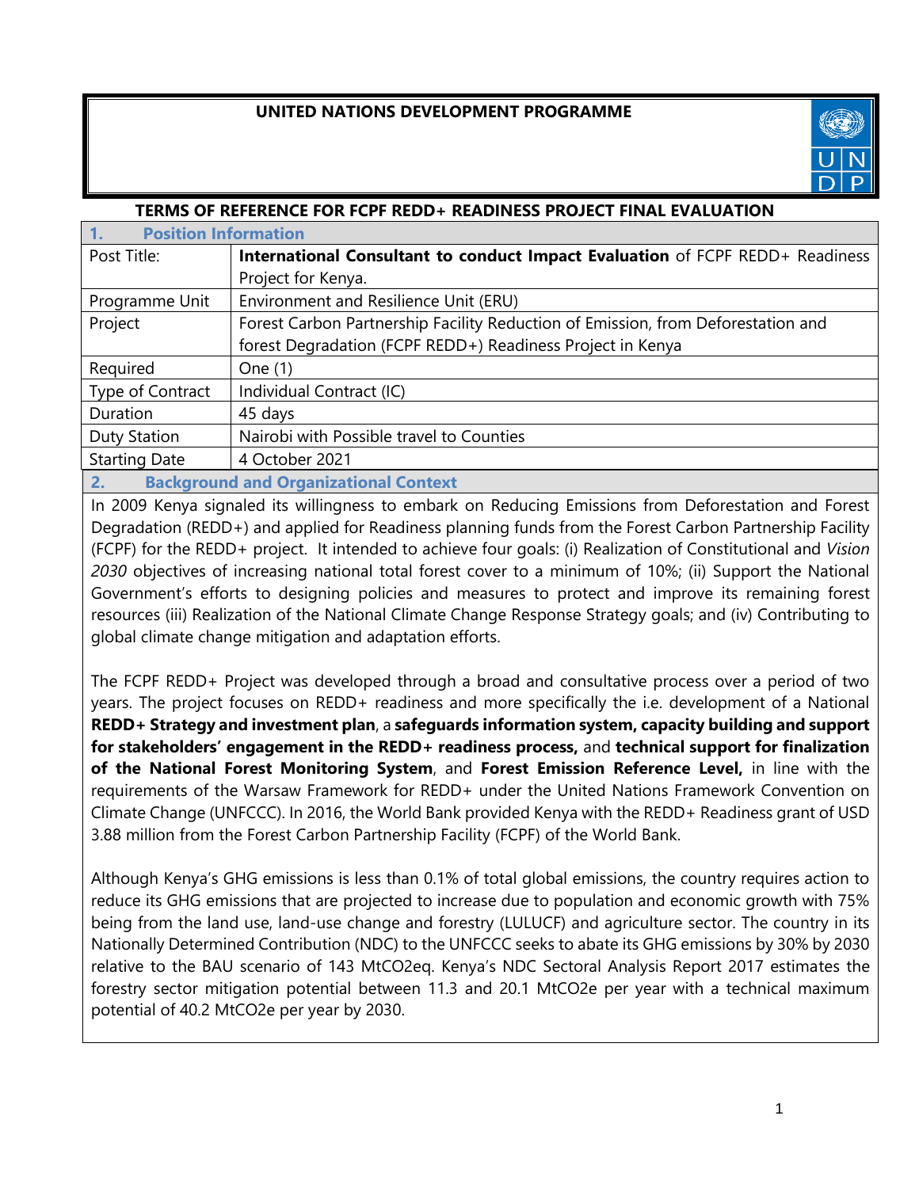**UNITED NATIONS DEVELOPMENT PROGRAMME**

**TERMS OF REFERENCE FOR FCPF REDD+ READINESS PROJECT FINAL EVALUATION**

## 1. Position Information

| | |
|---|---|
| Post Title: | **International Consultant to conduct Impact Evaluation** of FCPF REDD+ Readiness Project for Kenya. |
| Programme Unit | Environment and Resilience Unit (ERU) |
| Project | Forest Carbon Partnership Facility Reduction of Emission, from Deforestation and forest Degradation (FCPF REDD+) Readiness Project in Kenya |
| Required | One (1) |
| Type of Contract | Individual Contract (IC) |
| Duration | 45 days |
| Duty Station | Nairobi with Possible travel to Counties |
| Starting Date | 4 October 2021 |

## 2. Background and Organizational Context

In 2009 Kenya signaled its willingness to embark on Reducing Emissions from Deforestation and Forest Degradation (REDD+) and applied for Readiness planning funds from the Forest Carbon Partnership Facility (FCPF) for the REDD+ project. It intended to achieve four goals: (i) Realization of Constitutional and *Vision 2030* objectives of increasing national total forest cover to a minimum of 10%; (ii) Support the National Government's efforts to designing policies and measures to protect and improve its remaining forest resources (iii) Realization of the National Climate Change Response Strategy goals; and (iv) Contributing to global climate change mitigation and adaptation efforts.

The FCPF REDD+ Project was developed through a broad and consultative process over a period of two years. The project focuses on REDD+ readiness and more specifically the i.e. development of a National **REDD+ Strategy and investment plan**, a **safeguards information system, capacity building and support for stakeholders' engagement in the REDD+ readiness process,** and **technical support for finalization of the National Forest Monitoring System**, and **Forest Emission Reference Level,** in line with the requirements of the Warsaw Framework for REDD+ under the United Nations Framework Convention on Climate Change (UNFCCC). In 2016, the World Bank provided Kenya with the REDD+ Readiness grant of USD 3.88 million from the Forest Carbon Partnership Facility (FCPF) of the World Bank.

Although Kenya's GHG emissions is less than 0.1% of total global emissions, the country requires action to reduce its GHG emissions that are projected to increase due to population and economic growth with 75% being from the land use, land-use change and forestry (LULUCF) and agriculture sector. The country in its Nationally Determined Contribution (NDC) to the UNFCCC seeks to abate its GHG emissions by 30% by 2030 relative to the BAU scenario of 143 MtCO2eq. Kenya's NDC Sectoral Analysis Report 2017 estimates the forestry sector mitigation potential between 11.3 and 20.1 MtCO2e per year with a technical maximum potential of 40.2 MtCO2e per year by 2030.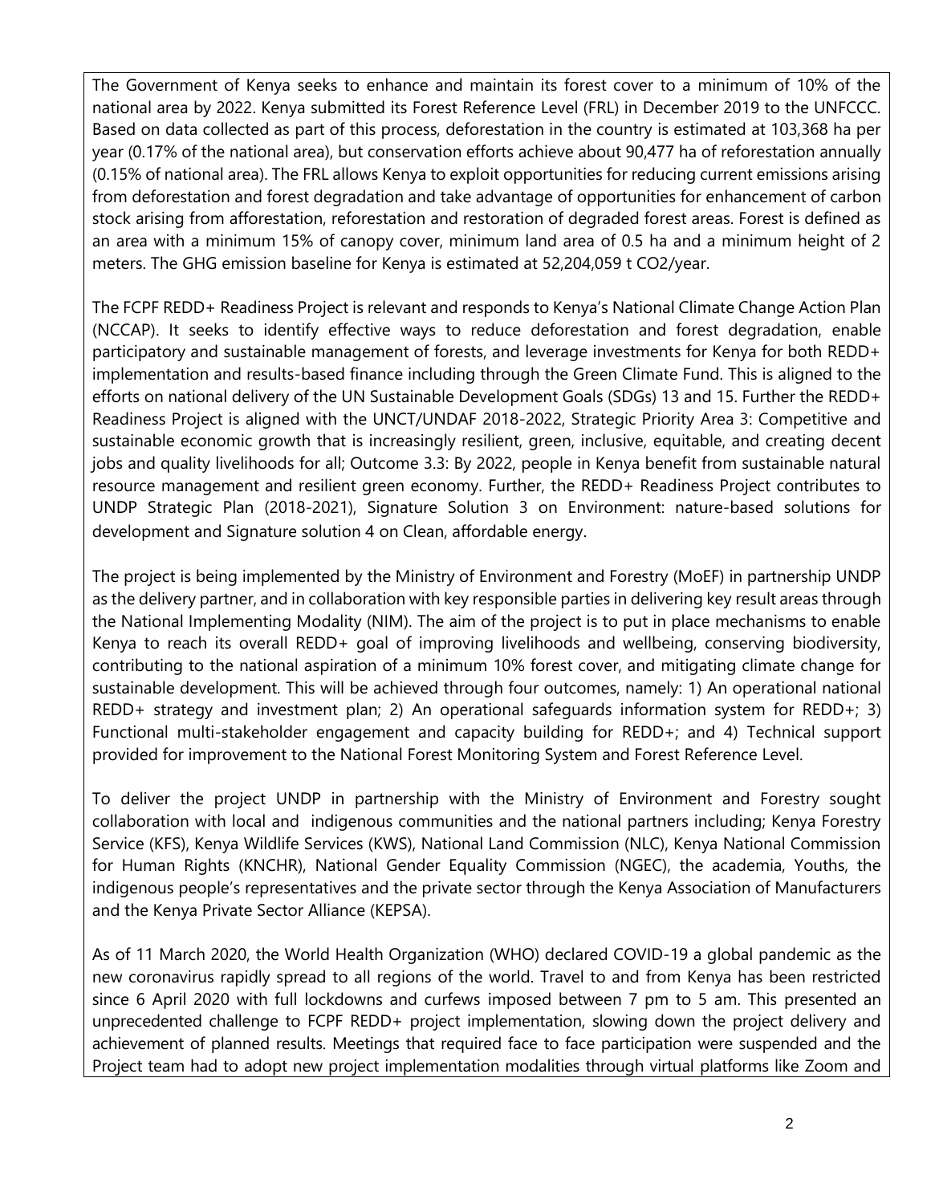The Government of Kenya seeks to enhance and maintain its forest cover to a minimum of 10% of the national area by 2022. Kenya submitted its Forest Reference Level (FRL) in December 2019 to the UNFCCC. Based on data collected as part of this process, deforestation in the country is estimated at 103,368 ha per year (0.17% of the national area), but conservation efforts achieve about 90,477 ha of reforestation annually (0.15% of national area). The FRL allows Kenya to exploit opportunities for reducing current emissions arising from deforestation and forest degradation and take advantage of opportunities for enhancement of carbon stock arising from afforestation, reforestation and restoration of degraded forest areas. Forest is defined as an area with a minimum 15% of canopy cover, minimum land area of 0.5 ha and a minimum height of 2 meters. The GHG emission baseline for Kenya is estimated at 52,204,059 t $CO_2$/year.

The FCPF REDD+ Readiness Project is relevant and responds to Kenya's National Climate Change Action Plan (NCCAP). It seeks to identify effective ways to reduce deforestation and forest degradation, enable participatory and sustainable management of forests, and leverage investments for Kenya for both REDD+ implementation and results-based finance including through the Green Climate Fund. This is aligned to the efforts on national delivery of the UN Sustainable Development Goals (SDGs) 13 and 15. Further the REDD+ Readiness Project is aligned with the UNCT/UNDAF 2018-2022, Strategic Priority Area 3: Competitive and sustainable economic growth that is increasingly resilient, green, inclusive, equitable, and creating decent jobs and quality livelihoods for all; Outcome 3.3: By 2022, people in Kenya benefit from sustainable natural resource management and resilient green economy. Further, the REDD+ Readiness Project contributes to UNDP Strategic Plan (2018-2021), Signature Solution 3 on Environment: nature-based solutions for development and Signature solution 4 on Clean, affordable energy.

The project is being implemented by the Ministry of Environment and Forestry (MoEF) in partnership UNDP as the delivery partner, and in collaboration with key responsible parties in delivering key result areas through the National Implementing Modality (NIM). The aim of the project is to put in place mechanisms to enable Kenya to reach its overall REDD+ goal of improving livelihoods and wellbeing, conserving biodiversity, contributing to the national aspiration of a minimum 10% forest cover, and mitigating climate change for sustainable development. This will be achieved through four outcomes, namely: 1) An operational national REDD+ strategy and investment plan; 2) An operational safeguards information system for REDD+; 3) Functional multi-stakeholder engagement and capacity building for REDD+; and 4) Technical support provided for improvement to the National Forest Monitoring System and Forest Reference Level.

To deliver the project UNDP in partnership with the Ministry of Environment and Forestry sought collaboration with local and indigenous communities and the national partners including; Kenya Forestry Service (KFS), Kenya Wildlife Services (KWS), National Land Commission (NLC), Kenya National Commission for Human Rights (KNCHR), National Gender Equality Commission (NGEC), the academia, Youths, the indigenous people's representatives and the private sector through the Kenya Association of Manufacturers and the Kenya Private Sector Alliance (KEPSA).

As of 11 March 2020, the World Health Organization (WHO) declared COVID-19 a global pandemic as the new coronavirus rapidly spread to all regions of the world. Travel to and from Kenya has been restricted since 6 April 2020 with full lockdowns and curfews imposed between 7 pm to 5 am. This presented an unprecedented challenge to FCPF REDD+ project implementation, slowing down the project delivery and achievement of planned results. Meetings that required face to face participation were suspended and the Project team had to adopt new project implementation modalities through virtual platforms like Zoom and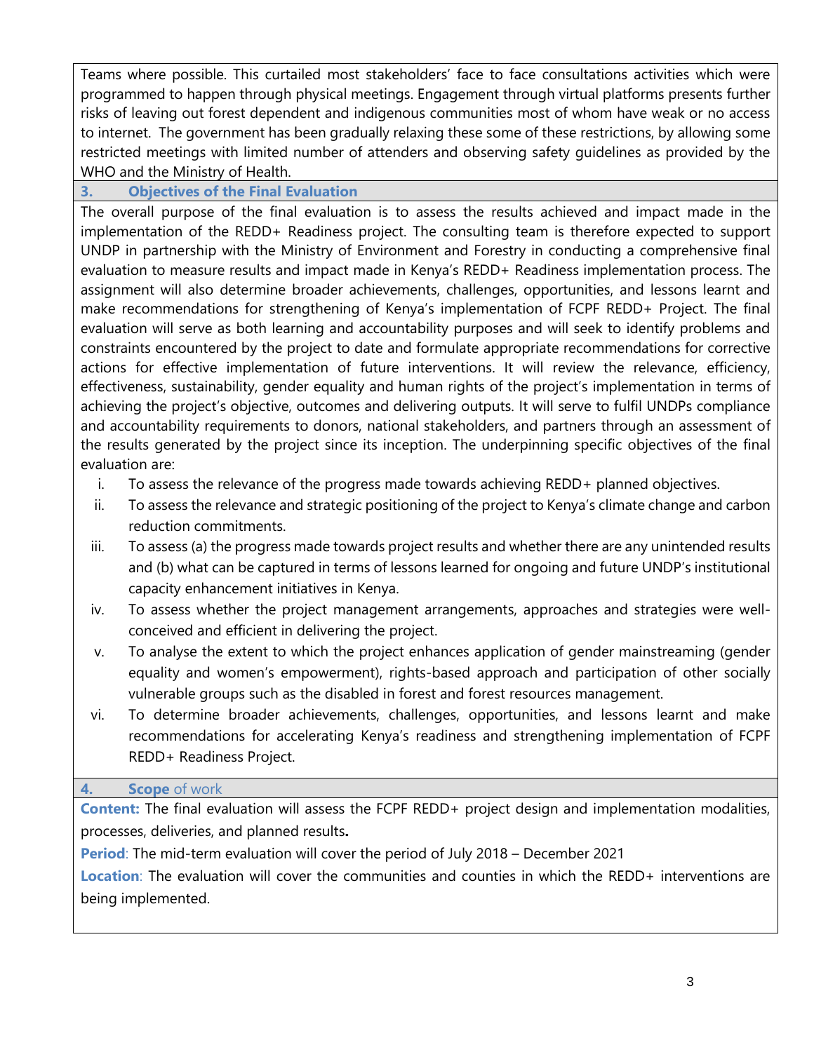Teams where possible. This curtailed most stakeholders' face to face consultations activities which were programmed to happen through physical meetings. Engagement through virtual platforms presents further risks of leaving out forest dependent and indigenous communities most of whom have weak or no access to internet. The government has been gradually relaxing these some of these restrictions, by allowing some restricted meetings with limited number of attenders and observing safety guidelines as provided by the WHO and the Ministry of Health.

## 3. Objectives of the Final Evaluation

The overall purpose of the final evaluation is to assess the results achieved and impact made in the implementation of the REDD+ Readiness project. The consulting team is therefore expected to support UNDP in partnership with the Ministry of Environment and Forestry in conducting a comprehensive final evaluation to measure results and impact made in Kenya's REDD+ Readiness implementation process. The assignment will also determine broader achievements, challenges, opportunities, and lessons learnt and make recommendations for strengthening of Kenya's implementation of FCPF REDD+ Project. The final evaluation will serve as both learning and accountability purposes and will seek to identify problems and constraints encountered by the project to date and formulate appropriate recommendations for corrective actions for effective implementation of future interventions. It will review the relevance, efficiency, effectiveness, sustainability, gender equality and human rights of the project's implementation in terms of achieving the project's objective, outcomes and delivering outputs. It will serve to fulfil UNDPs compliance and accountability requirements to donors, national stakeholders, and partners through an assessment of the results generated by the project since its inception. The underpinning specific objectives of the final evaluation are:

i. To assess the relevance of the progress made towards achieving REDD+ planned objectives.
ii. To assess the relevance and strategic positioning of the project to Kenya's climate change and carbon reduction commitments.
iii. To assess (a) the progress made towards project results and whether there are any unintended results and (b) what can be captured in terms of lessons learned for ongoing and future UNDP's institutional capacity enhancement initiatives in Kenya.
iv. To assess whether the project management arrangements, approaches and strategies were well-conceived and efficient in delivering the project.
v. To analyse the extent to which the project enhances application of gender mainstreaming (gender equality and women's empowerment), rights-based approach and participation of other socially vulnerable groups such as the disabled in forest and forest resources management.
vi. To determine broader achievements, challenges, opportunities, and lessons learnt and make recommendations for accelerating Kenya's readiness and strengthening implementation of FCPF REDD+ Readiness Project.

## 4. Scope of work

**Content:** The final evaluation will assess the FCPF REDD+ project design and implementation modalities, processes, deliveries, and planned results**.**

**Period**: The mid-term evaluation will cover the period of July 2018 – December 2021

**Location**: The evaluation will cover the communities and counties in which the REDD+ interventions are being implemented.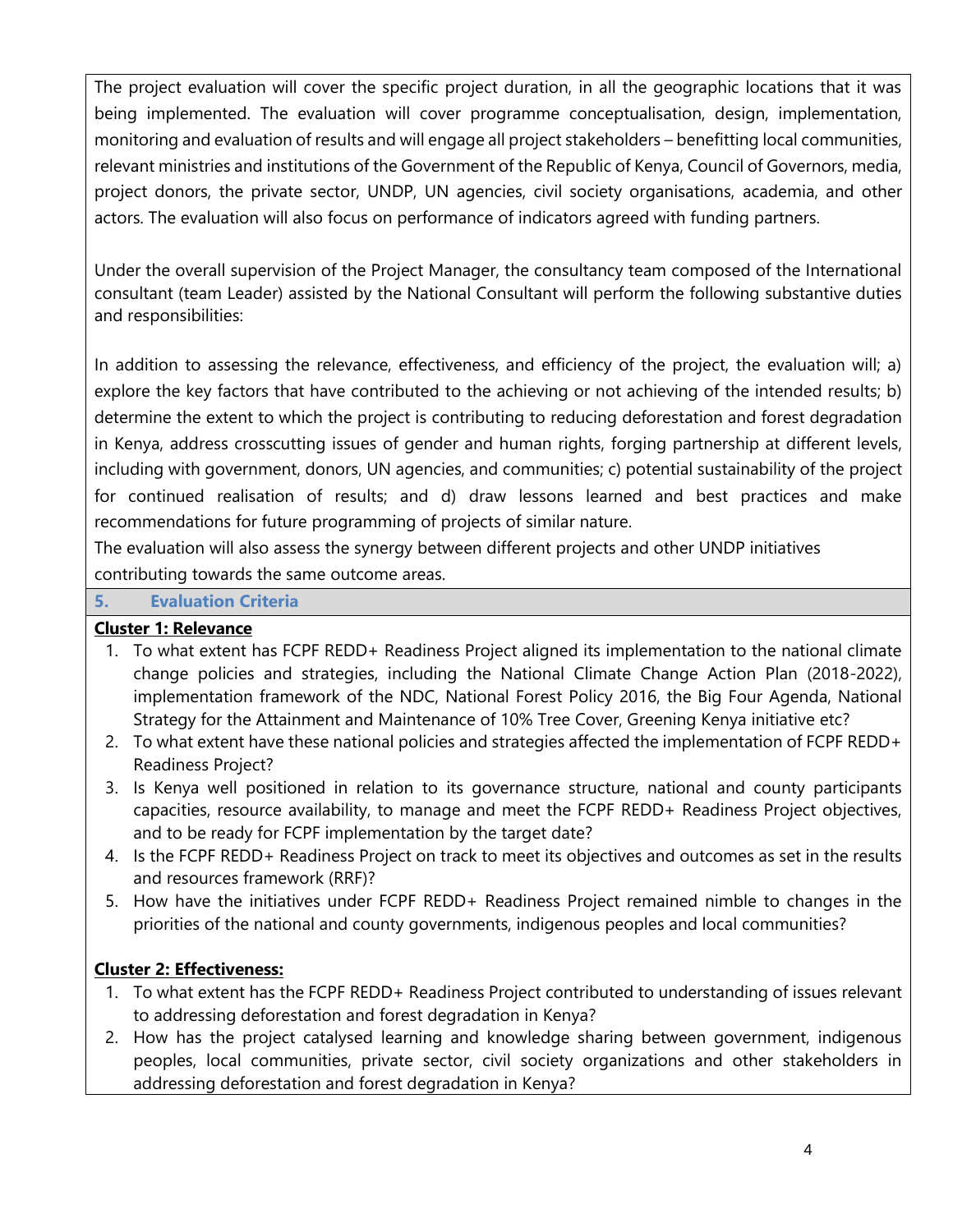The project evaluation will cover the specific project duration, in all the geographic locations that it was being implemented. The evaluation will cover programme conceptualisation, design, implementation, monitoring and evaluation of results and will engage all project stakeholders – benefitting local communities, relevant ministries and institutions of the Government of the Republic of Kenya, Council of Governors, media, project donors, the private sector, UNDP, UN agencies, civil society organisations, academia, and other actors. The evaluation will also focus on performance of indicators agreed with funding partners.

Under the overall supervision of the Project Manager, the consultancy team composed of the International consultant (team Leader) assisted by the National Consultant will perform the following substantive duties and responsibilities:

In addition to assessing the relevance, effectiveness, and efficiency of the project, the evaluation will; a) explore the key factors that have contributed to the achieving or not achieving of the intended results; b) determine the extent to which the project is contributing to reducing deforestation and forest degradation in Kenya, address crosscutting issues of gender and human rights, forging partnership at different levels, including with government, donors, UN agencies, and communities; c) potential sustainability of the project for continued realisation of results; and d) draw lessons learned and best practices and make recommendations for future programming of projects of similar nature.
The evaluation will also assess the synergy between different projects and other UNDP initiatives contributing towards the same outcome areas.

## 5. Evaluation Criteria

**Cluster 1: Relevance**

1. To what extent has FCPF REDD+ Readiness Project aligned its implementation to the national climate change policies and strategies, including the National Climate Change Action Plan (2018-2022), implementation framework of the NDC, National Forest Policy 2016, the Big Four Agenda, National Strategy for the Attainment and Maintenance of 10% Tree Cover, Greening Kenya initiative etc?
2. To what extent have these national policies and strategies affected the implementation of FCPF REDD+ Readiness Project?
3. Is Kenya well positioned in relation to its governance structure, national and county participants capacities, resource availability, to manage and meet the FCPF REDD+ Readiness Project objectives, and to be ready for FCPF implementation by the target date?
4. Is the FCPF REDD+ Readiness Project on track to meet its objectives and outcomes as set in the results and resources framework (RRF)?
5. How have the initiatives under FCPF REDD+ Readiness Project remained nimble to changes in the priorities of the national and county governments, indigenous peoples and local communities?

**Cluster 2: Effectiveness:**

1. To what extent has the FCPF REDD+ Readiness Project contributed to understanding of issues relevant to addressing deforestation and forest degradation in Kenya?
2. How has the project catalysed learning and knowledge sharing between government, indigenous peoples, local communities, private sector, civil society organizations and other stakeholders in addressing deforestation and forest degradation in Kenya?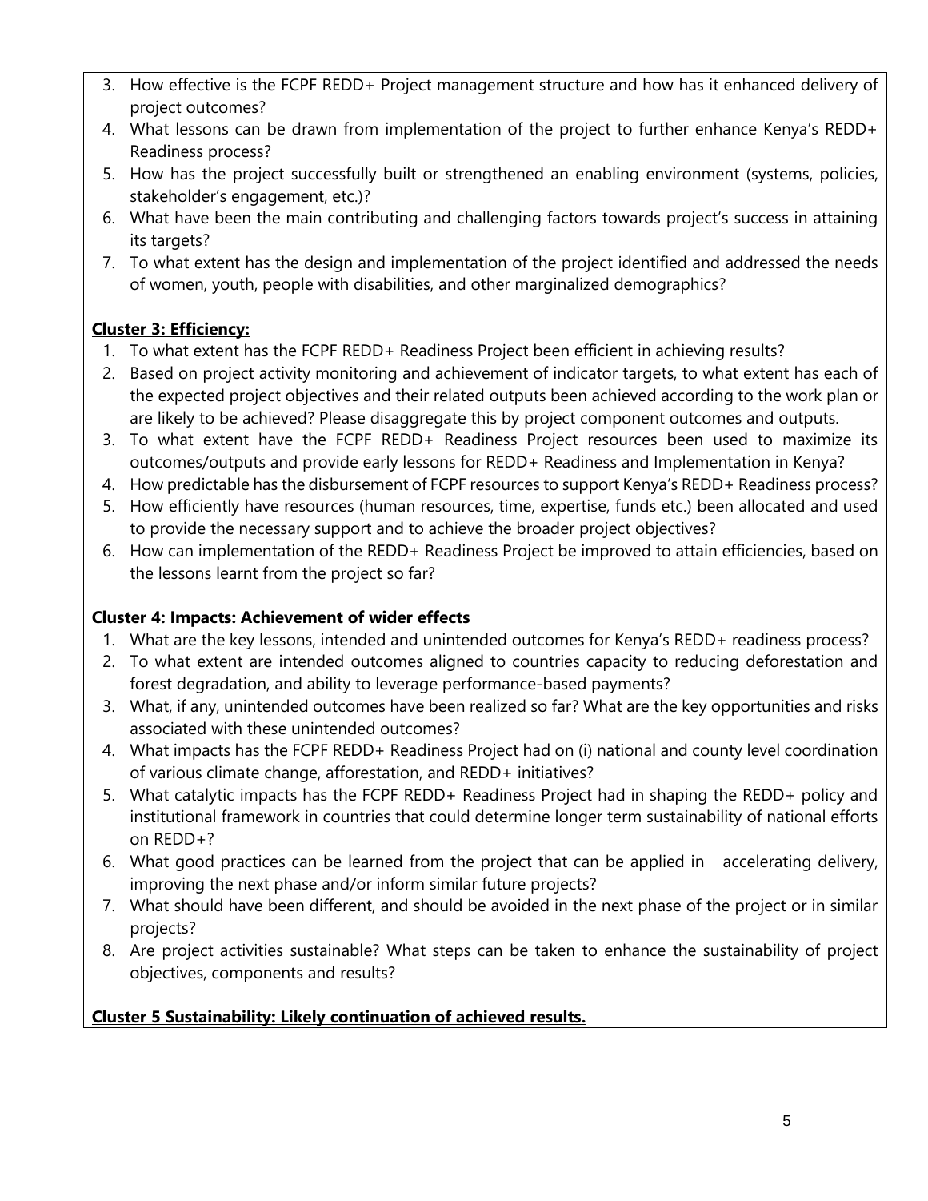3. How effective is the FCPF REDD+ Project management structure and how has it enhanced delivery of project outcomes?
4. What lessons can be drawn from implementation of the project to further enhance Kenya's REDD+ Readiness process?
5. How has the project successfully built or strengthened an enabling environment (systems, policies, stakeholder's engagement, etc.)?
6. What have been the main contributing and challenging factors towards project's success in attaining its targets?
7. To what extent has the design and implementation of the project identified and addressed the needs of women, youth, people with disabilities, and other marginalized demographics?

**Cluster 3: Efficiency:**

1. To what extent has the FCPF REDD+ Readiness Project been efficient in achieving results?
2. Based on project activity monitoring and achievement of indicator targets, to what extent has each of the expected project objectives and their related outputs been achieved according to the work plan or are likely to be achieved? Please disaggregate this by project component outcomes and outputs.
3. To what extent have the FCPF REDD+ Readiness Project resources been used to maximize its outcomes/outputs and provide early lessons for REDD+ Readiness and Implementation in Kenya?
4. How predictable has the disbursement of FCPF resources to support Kenya's REDD+ Readiness process?
5. How efficiently have resources (human resources, time, expertise, funds etc.) been allocated and used to provide the necessary support and to achieve the broader project objectives?
6. How can implementation of the REDD+ Readiness Project be improved to attain efficiencies, based on the lessons learnt from the project so far?

**Cluster 4: Impacts: Achievement of wider effects**

1. What are the key lessons, intended and unintended outcomes for Kenya's REDD+ readiness process?
2. To what extent are intended outcomes aligned to countries capacity to reducing deforestation and forest degradation, and ability to leverage performance-based payments?
3. What, if any, unintended outcomes have been realized so far? What are the key opportunities and risks associated with these unintended outcomes?
4. What impacts has the FCPF REDD+ Readiness Project had on (i) national and county level coordination of various climate change, afforestation, and REDD+ initiatives?
5. What catalytic impacts has the FCPF REDD+ Readiness Project had in shaping the REDD+ policy and institutional framework in countries that could determine longer term sustainability of national efforts on REDD+?
6. What good practices can be learned from the project that can be applied in accelerating delivery, improving the next phase and/or inform similar future projects?
7. What should have been different, and should be avoided in the next phase of the project or in similar projects?
8. Are project activities sustainable? What steps can be taken to enhance the sustainability of project objectives, components and results?

**Cluster 5 Sustainability: Likely continuation of achieved results.**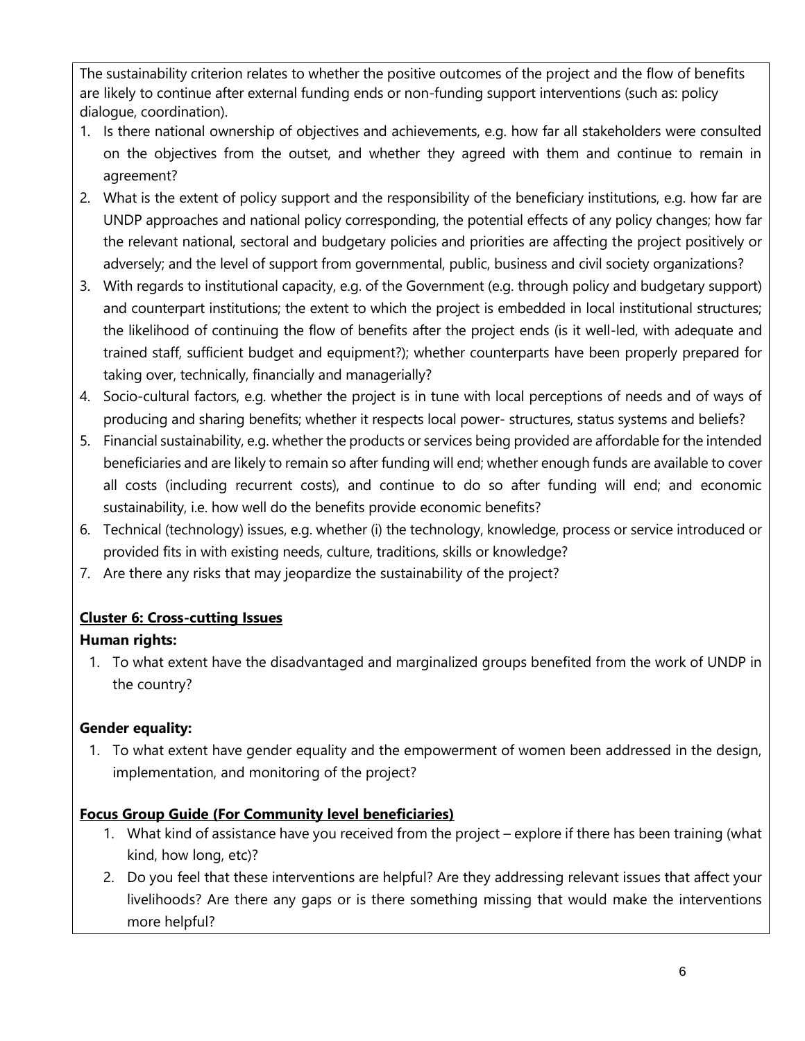The sustainability criterion relates to whether the positive outcomes of the project and the flow of benefits are likely to continue after external funding ends or non-funding support interventions (such as: policy dialogue, coordination).

1. Is there national ownership of objectives and achievements, e.g. how far all stakeholders were consulted on the objectives from the outset, and whether they agreed with them and continue to remain in agreement?
2. What is the extent of policy support and the responsibility of the beneficiary institutions, e.g. how far are UNDP approaches and national policy corresponding, the potential effects of any policy changes; how far the relevant national, sectoral and budgetary policies and priorities are affecting the project positively or adversely; and the level of support from governmental, public, business and civil society organizations?
3. With regards to institutional capacity, e.g. of the Government (e.g. through policy and budgetary support) and counterpart institutions; the extent to which the project is embedded in local institutional structures; the likelihood of continuing the flow of benefits after the project ends (is it well-led, with adequate and trained staff, sufficient budget and equipment?); whether counterparts have been properly prepared for taking over, technically, financially and managerially?
4. Socio-cultural factors, e.g. whether the project is in tune with local perceptions of needs and of ways of producing and sharing benefits; whether it respects local power- structures, status systems and beliefs?
5. Financial sustainability, e.g. whether the products or services being provided are affordable for the intended beneficiaries and are likely to remain so after funding will end; whether enough funds are available to cover all costs (including recurrent costs), and continue to do so after funding will end; and economic sustainability, i.e. how well do the benefits provide economic benefits?
6. Technical (technology) issues, e.g. whether (i) the technology, knowledge, process or service introduced or provided fits in with existing needs, culture, traditions, skills or knowledge?
7. Are there any risks that may jeopardize the sustainability of the project?

**Cluster 6: Cross-cutting Issues**

**Human rights:**

1. To what extent have the disadvantaged and marginalized groups benefited from the work of UNDP in the country?

**Gender equality:**

1. To what extent have gender equality and the empowerment of women been addressed in the design, implementation, and monitoring of the project?

**Focus Group Guide (For Community level beneficiaries)**

1. What kind of assistance have you received from the project – explore if there has been training (what kind, how long, etc)?
2. Do you feel that these interventions are helpful? Are they addressing relevant issues that affect your livelihoods? Are there any gaps or is there something missing that would make the interventions more helpful?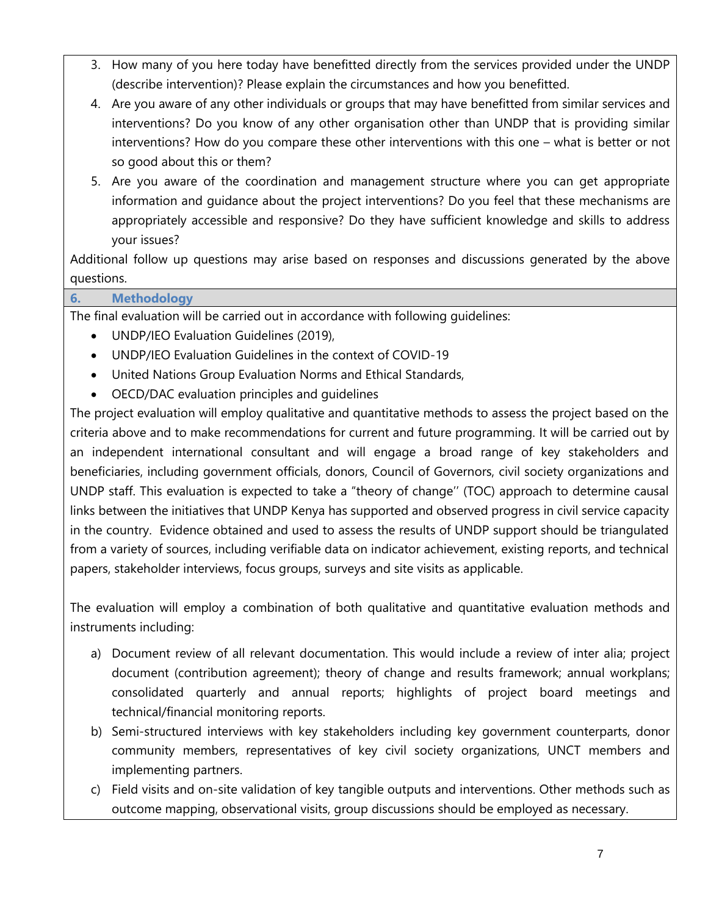3. How many of you here today have benefitted directly from the services provided under the UNDP (describe intervention)? Please explain the circumstances and how you benefitted.
4. Are you aware of any other individuals or groups that may have benefitted from similar services and interventions? Do you know of any other organisation other than UNDP that is providing similar interventions? How do you compare these other interventions with this one – what is better or not so good about this or them?
5. Are you aware of the coordination and management structure where you can get appropriate information and guidance about the project interventions? Do you feel that these mechanisms are appropriately accessible and responsive? Do they have sufficient knowledge and skills to address your issues?

Additional follow up questions may arise based on responses and discussions generated by the above questions.

## 6. Methodology

The final evaluation will be carried out in accordance with following guidelines:

- UNDP/IEO Evaluation Guidelines (2019),
- UNDP/IEO Evaluation Guidelines in the context of COVID-19
- United Nations Group Evaluation Norms and Ethical Standards,
- OECD/DAC evaluation principles and guidelines

The project evaluation will employ qualitative and quantitative methods to assess the project based on the criteria above and to make recommendations for current and future programming. It will be carried out by an independent international consultant and will engage a broad range of key stakeholders and beneficiaries, including government officials, donors, Council of Governors, civil society organizations and UNDP staff. This evaluation is expected to take a "theory of change'' (TOC) approach to determine causal links between the initiatives that UNDP Kenya has supported and observed progress in civil service capacity in the country. Evidence obtained and used to assess the results of UNDP support should be triangulated from a variety of sources, including verifiable data on indicator achievement, existing reports, and technical papers, stakeholder interviews, focus groups, surveys and site visits as applicable.

The evaluation will employ a combination of both qualitative and quantitative evaluation methods and instruments including:

a) Document review of all relevant documentation. This would include a review of inter alia; project document (contribution agreement); theory of change and results framework; annual workplans; consolidated quarterly and annual reports; highlights of project board meetings and technical/financial monitoring reports.
b) Semi-structured interviews with key stakeholders including key government counterparts, donor community members, representatives of key civil society organizations, UNCT members and implementing partners.
c) Field visits and on-site validation of key tangible outputs and interventions. Other methods such as outcome mapping, observational visits, group discussions should be employed as necessary.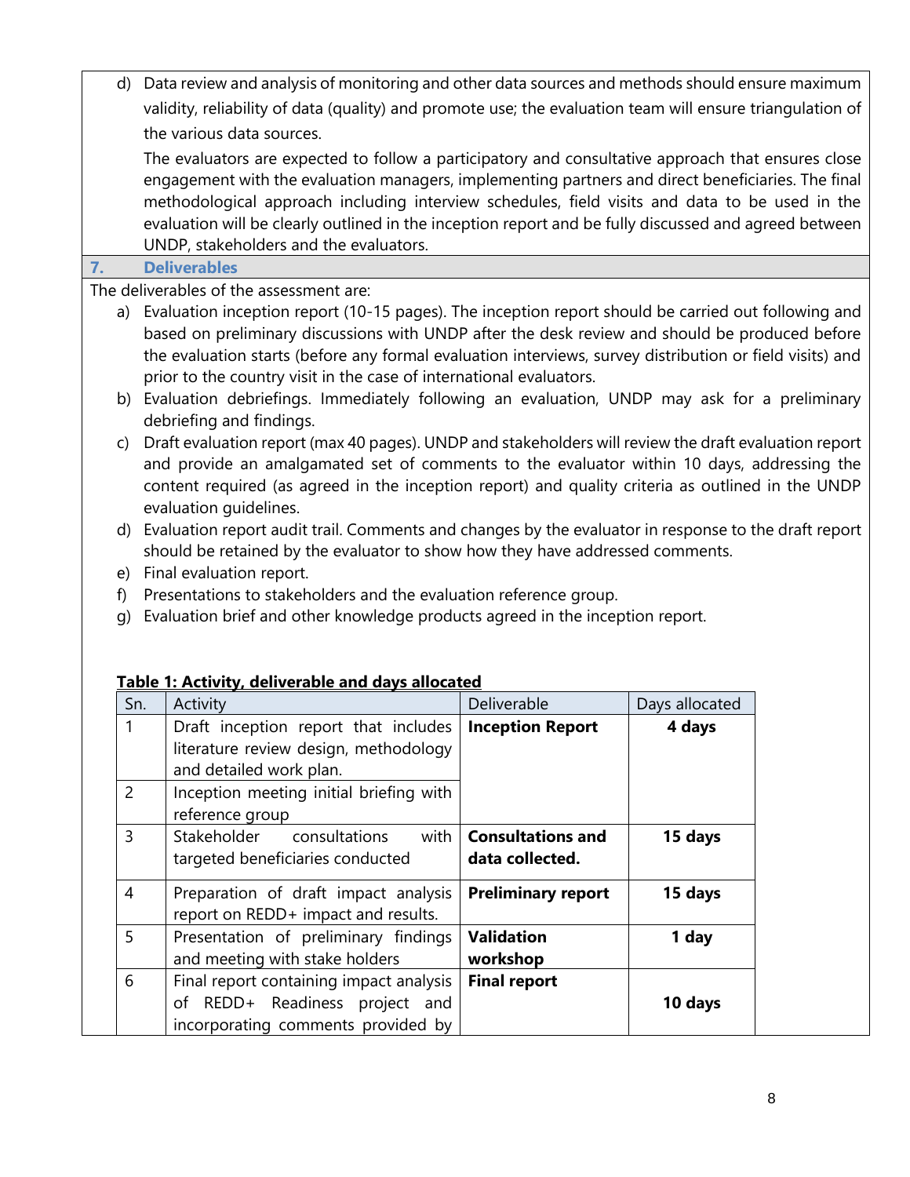d) Data review and analysis of monitoring and other data sources and methods should ensure maximum validity, reliability of data (quality) and promote use; the evaluation team will ensure triangulation of the various data sources.

The evaluators are expected to follow a participatory and consultative approach that ensures close engagement with the evaluation managers, implementing partners and direct beneficiaries. The final methodological approach including interview schedules, field visits and data to be used in the evaluation will be clearly outlined in the inception report and be fully discussed and agreed between UNDP, stakeholders and the evaluators.

## 7. Deliverables

The deliverables of the assessment are:

a) Evaluation inception report (10-15 pages). The inception report should be carried out following and based on preliminary discussions with UNDP after the desk review and should be produced before the evaluation starts (before any formal evaluation interviews, survey distribution or field visits) and prior to the country visit in the case of international evaluators.
b) Evaluation debriefings. Immediately following an evaluation, UNDP may ask for a preliminary debriefing and findings.
c) Draft evaluation report (max 40 pages). UNDP and stakeholders will review the draft evaluation report and provide an amalgamated set of comments to the evaluator within 10 days, addressing the content required (as agreed in the inception report) and quality criteria as outlined in the UNDP evaluation guidelines.
d) Evaluation report audit trail. Comments and changes by the evaluator in response to the draft report should be retained by the evaluator to show how they have addressed comments.
e) Final evaluation report.
f) Presentations to stakeholders and the evaluation reference group.
g) Evaluation brief and other knowledge products agreed in the inception report.

**Table 1: Activity, deliverable and days allocated**

| Sn. | Activity | Deliverable | Days allocated |
|---|---|---|---|
| 1 | Draft inception report that includes literature review design, methodology and detailed work plan. | **Inception Report** | **4 days** |
| 2 | Inception meeting initial briefing with reference group | | |
| 3 | Stakeholder consultations with targeted beneficiaries conducted | **Consultations and data collected.** | **15 days** |
| 4 | Preparation of draft impact analysis report on REDD+ impact and results. | **Preliminary report** | **15 days** |
| 5 | Presentation of preliminary findings and meeting with stake holders | **Validation workshop** | **1 day** |
| 6 | Final report containing impact analysis of REDD+ Readiness project and incorporating comments provided by | **Final report** | **10 days** |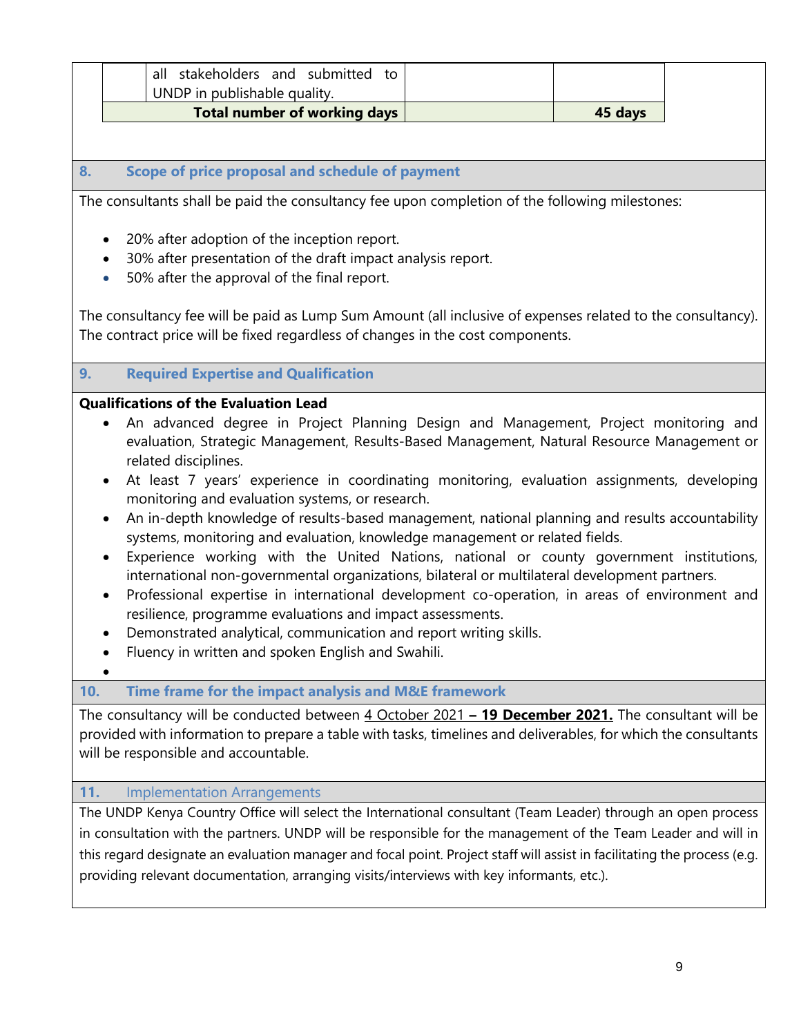|  | all stakeholders and submitted to UNDP in publishable quality. |  |  |
| --- | --- | --- | --- |
| **Total number of working days** | |  | **45 days** |

## 8. Scope of price proposal and schedule of payment

The consultants shall be paid the consultancy fee upon completion of the following milestones:

- 20% after adoption of the inception report.
- 30% after presentation of the draft impact analysis report.
- 50% after the approval of the final report.

The consultancy fee will be paid as Lump Sum Amount (all inclusive of expenses related to the consultancy). The contract price will be fixed regardless of changes in the cost components.

## 9. Required Expertise and Qualification

**Qualifications of the Evaluation Lead**

- An advanced degree in Project Planning Design and Management, Project monitoring and evaluation, Strategic Management, Results-Based Management, Natural Resource Management or related disciplines.
- At least 7 years' experience in coordinating monitoring, evaluation assignments, developing monitoring and evaluation systems, or research.
- An in-depth knowledge of results-based management, national planning and results accountability systems, monitoring and evaluation, knowledge management or related fields.
- Experience working with the United Nations, national or county government institutions, international non-governmental organizations, bilateral or multilateral development partners.
- Professional expertise in international development co-operation, in areas of environment and resilience, programme evaluations and impact assessments.
- Demonstrated analytical, communication and report writing skills.
- Fluency in written and spoken English and Swahili.

## 10. Time frame for the impact analysis and M&E framework

The consultancy will be conducted between 4 October 2021 **– 19 December 2021.** The consultant will be provided with information to prepare a table with tasks, timelines and deliverables, for which the consultants will be responsible and accountable.

## 11. Implementation Arrangements

The UNDP Kenya Country Office will select the International consultant (Team Leader) through an open process in consultation with the partners. UNDP will be responsible for the management of the Team Leader and will in this regard designate an evaluation manager and focal point. Project staff will assist in facilitating the process (e.g. providing relevant documentation, arranging visits/interviews with key informants, etc.).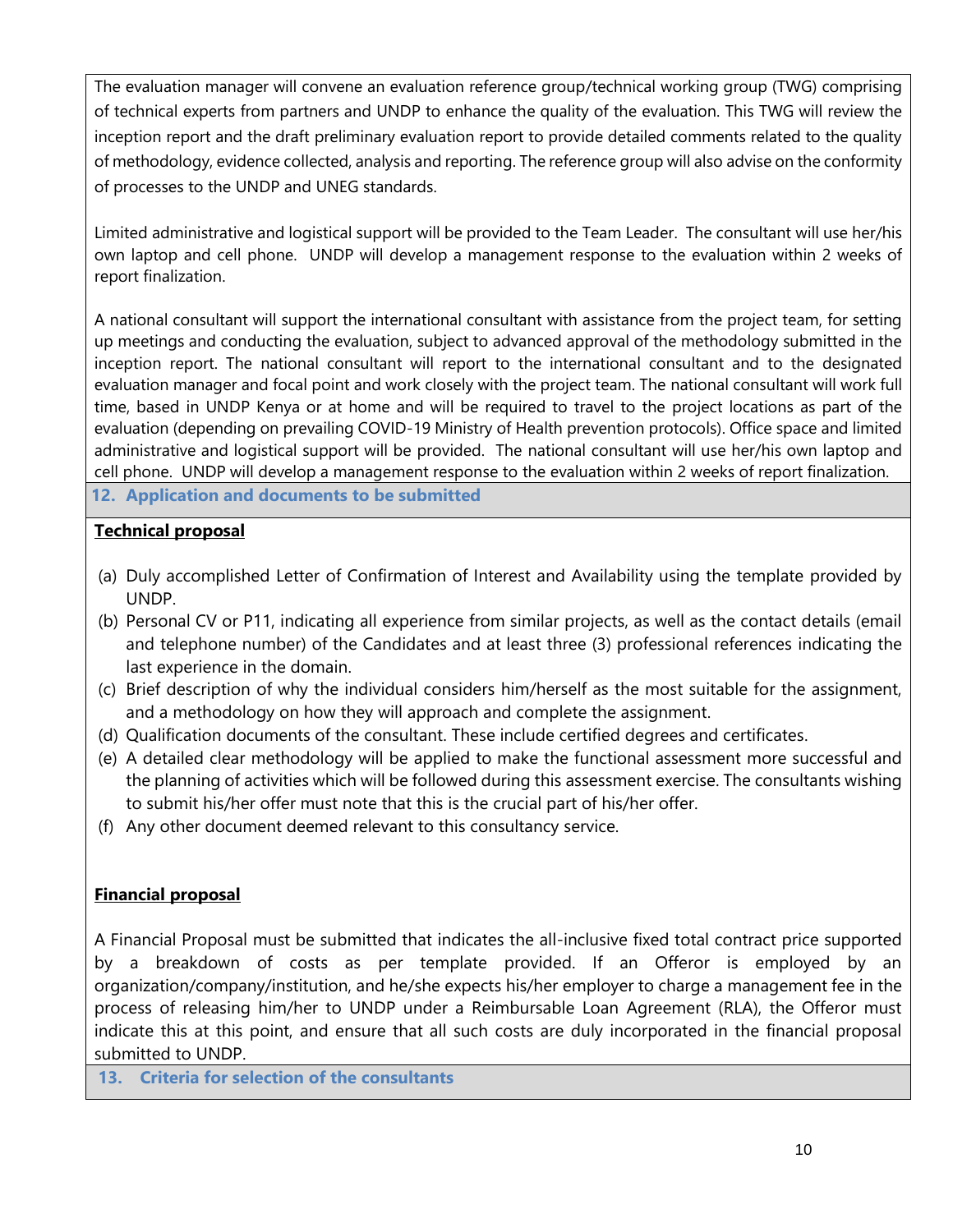The evaluation manager will convene an evaluation reference group/technical working group (TWG) comprising of technical experts from partners and UNDP to enhance the quality of the evaluation. This TWG will review the inception report and the draft preliminary evaluation report to provide detailed comments related to the quality of methodology, evidence collected, analysis and reporting. The reference group will also advise on the conformity of processes to the UNDP and UNEG standards.

Limited administrative and logistical support will be provided to the Team Leader. The consultant will use her/his own laptop and cell phone. UNDP will develop a management response to the evaluation within 2 weeks of report finalization.

A national consultant will support the international consultant with assistance from the project team, for setting up meetings and conducting the evaluation, subject to advanced approval of the methodology submitted in the inception report. The national consultant will report to the international consultant and to the designated evaluation manager and focal point and work closely with the project team. The national consultant will work full time, based in UNDP Kenya or at home and will be required to travel to the project locations as part of the evaluation (depending on prevailing COVID-19 Ministry of Health prevention protocols). Office space and limited administrative and logistical support will be provided. The national consultant will use her/his own laptop and cell phone. UNDP will develop a management response to the evaluation within 2 weeks of report finalization.

## 12. Application and documents to be submitted

**Technical proposal**

(a) Duly accomplished Letter of Confirmation of Interest and Availability using the template provided by UNDP.
(b) Personal CV or P11, indicating all experience from similar projects, as well as the contact details (email and telephone number) of the Candidates and at least three (3) professional references indicating the last experience in the domain.
(c) Brief description of why the individual considers him/herself as the most suitable for the assignment, and a methodology on how they will approach and complete the assignment.
(d) Qualification documents of the consultant. These include certified degrees and certificates.
(e) A detailed clear methodology will be applied to make the functional assessment more successful and the planning of activities which will be followed during this assessment exercise. The consultants wishing to submit his/her offer must note that this is the crucial part of his/her offer.
(f) Any other document deemed relevant to this consultancy service.

**Financial proposal**

A Financial Proposal must be submitted that indicates the all-inclusive fixed total contract price supported by a breakdown of costs as per template provided. If an Offeror is employed by an organization/company/institution, and he/she expects his/her employer to charge a management fee in the process of releasing him/her to UNDP under a Reimbursable Loan Agreement (RLA), the Offeror must indicate this at this point, and ensure that all such costs are duly incorporated in the financial proposal submitted to UNDP.

## 13. Criteria for selection of the consultants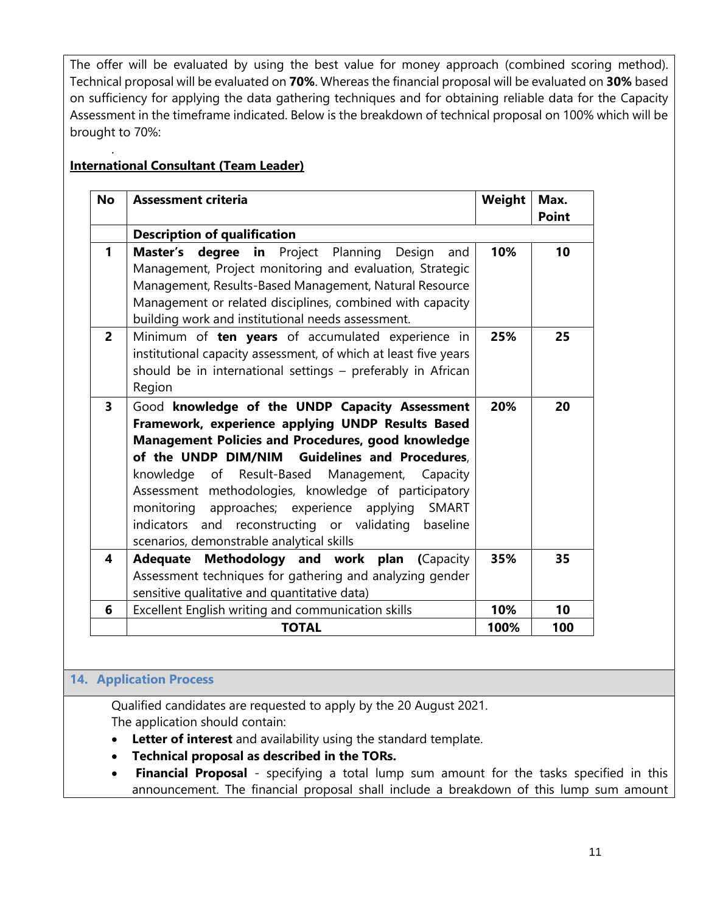The offer will be evaluated by using the best value for money approach (combined scoring method). Technical proposal will be evaluated on **70%**. Whereas the financial proposal will be evaluated on **30%** based on sufficiency for applying the data gathering techniques and for obtaining reliable data for the Capacity Assessment in the timeframe indicated. Below is the breakdown of technical proposal on 100% which will be brought to 70%:

**International Consultant (Team Leader)**

| No | Assessment criteria | Weight | Max. Point |
|---|---|---|---|
| | **Description of qualification** | | |
| 1 | **Master's degree in** Project Planning Design and Management, Project monitoring and evaluation, Strategic Management, Results-Based Management, Natural Resource Management or related disciplines, combined with capacity building work and institutional needs assessment. | **10%** | **10** |
| 2 | Minimum of **ten years** of accumulated experience in institutional capacity assessment, of which at least five years should be in international settings – preferably in African Region | **25%** | **25** |
| 3 | Good **knowledge of the UNDP Capacity Assessment Framework, experience applying UNDP Results Based Management Policies and Procedures, good knowledge of the UNDP DIM/NIM Guidelines and Procedures**, knowledge of Result-Based Management, Capacity Assessment methodologies, knowledge of participatory monitoring approaches; experience applying SMART indicators and reconstructing or validating baseline scenarios, demonstrable analytical skills | **20%** | **20** |
| 4 | **Adequate Methodology and work plan (**Capacity Assessment techniques for gathering and analyzing gender sensitive qualitative and quantitative data) | **35%** | **35** |
| 6 | Excellent English writing and communication skills | **10%** | **10** |
| | **TOTAL** | **100%** | **100** |

## 14. Application Process

Qualified candidates are requested to apply by the 20 August 2021.
The application should contain:

- **Letter of interest** and availability using the standard template.
- **Technical proposal as described in the TORs.**
- **Financial Proposal** - specifying a total lump sum amount for the tasks specified in this announcement. The financial proposal shall include a breakdown of this lump sum amount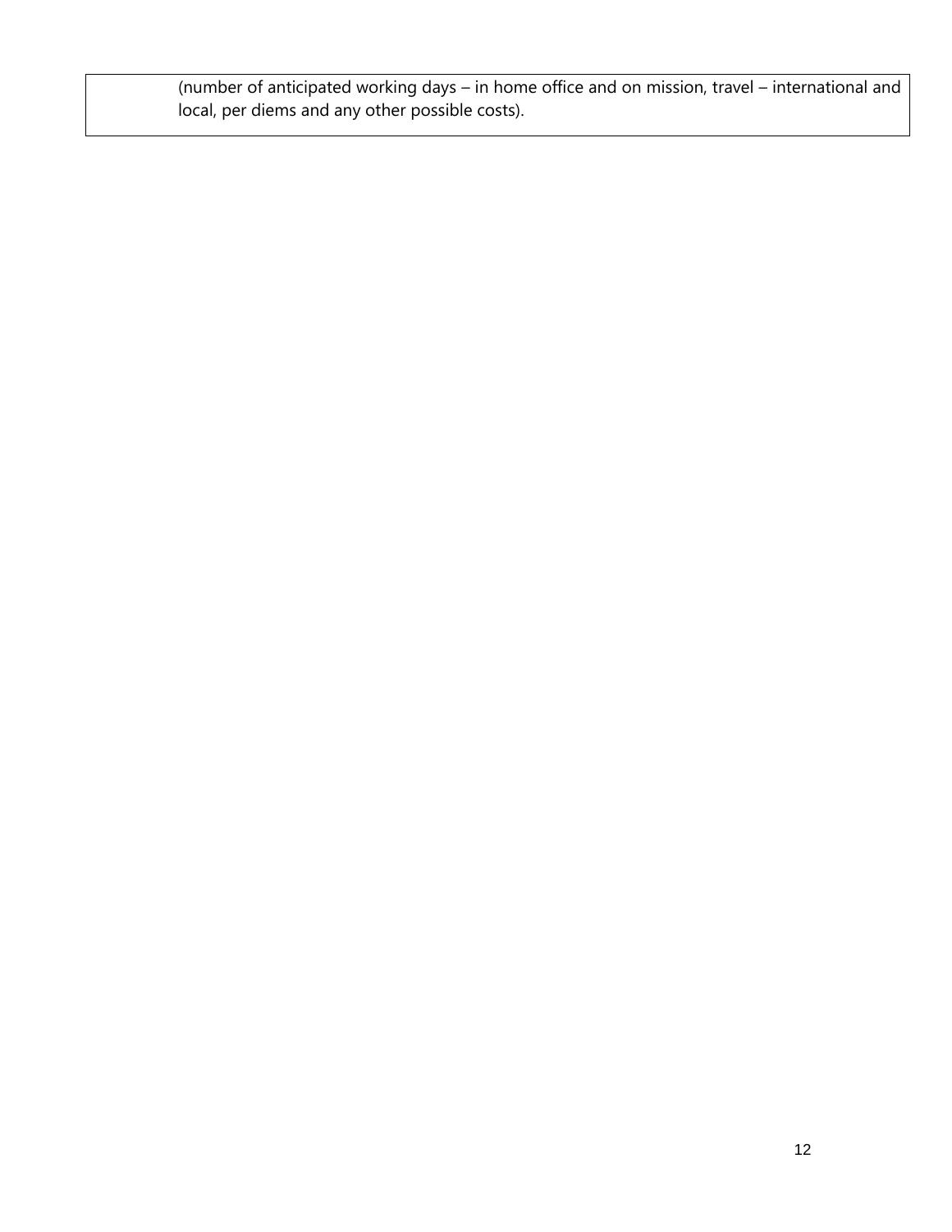(number of anticipated working days – in home office and on mission, travel – international and local, per diems and any other possible costs).